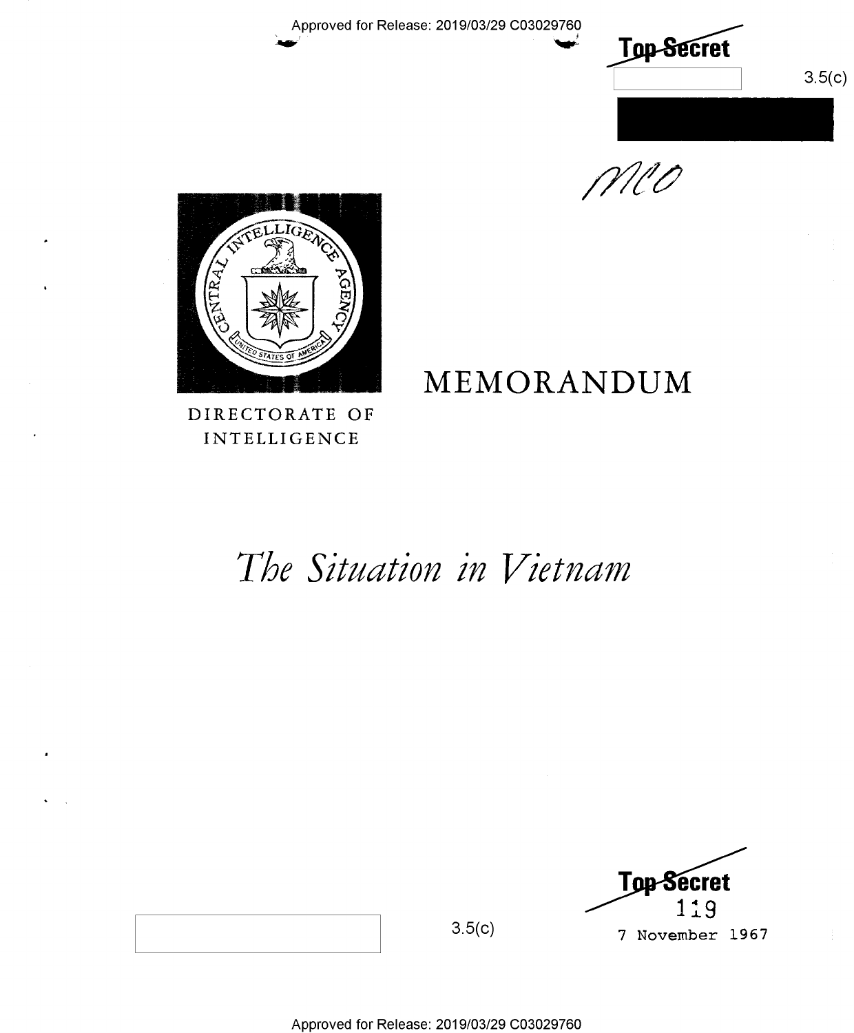Top Secret

3.5(c)

mco

DIRECTORATE OF INTELLIGENCE

# MEMORANDUM

# *The Situation in Vietnam*

Top Secret

119

3.5(c)

7 November 1967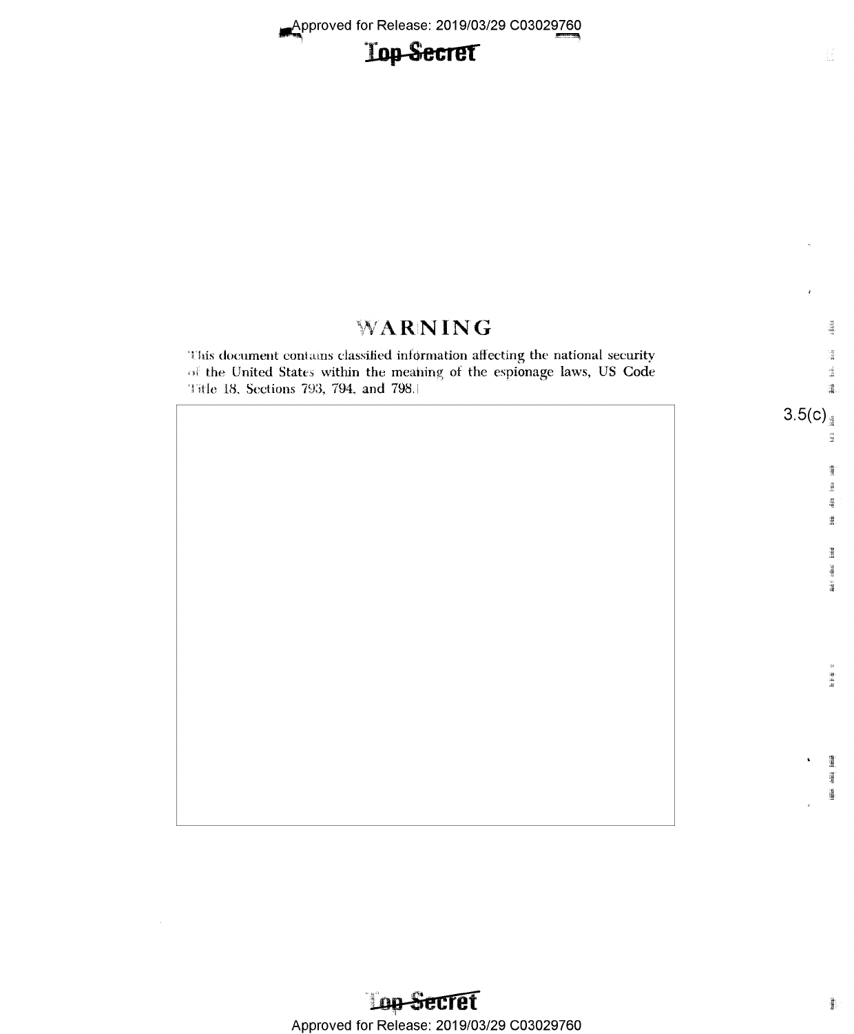# WARNING

This document contains classified information affecting the national security of the United States within the meaning of the espionage laws, US Code Title 18, Sections 793, 794, and 798.

3.5(c)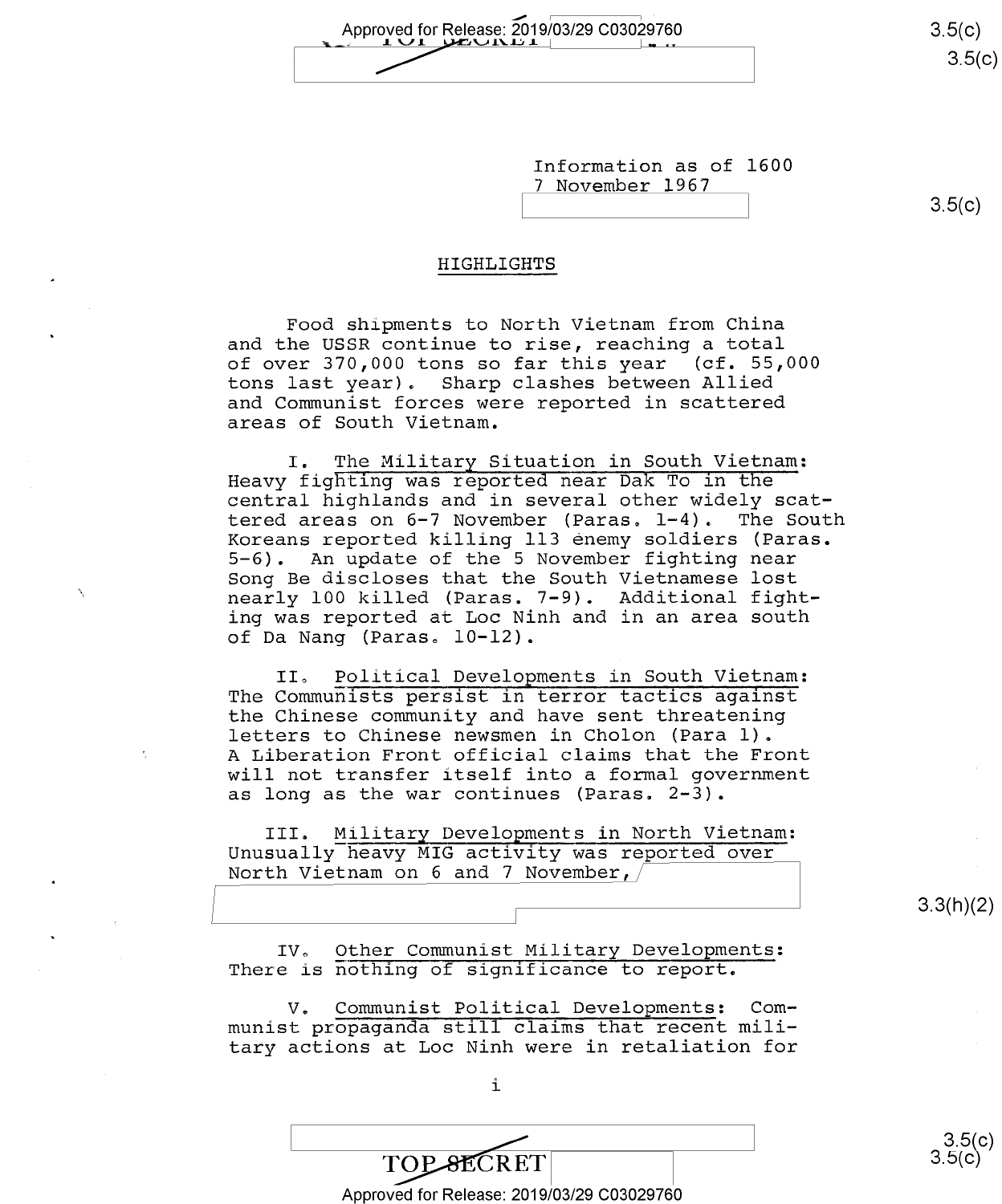Information as of 1600
7 November 1967

## HIGHLIGHTS

Food shipments to North Vietnam from China and the USSR continue to rise, reaching a total of over 370,000 tons so far this year (cf. 55,000 tons last year). Sharp clashes between Allied and Communist forces were reported in scattered areas of South Vietnam.

I. The Military Situation in South Vietnam: Heavy fighting was reported near Dak To in the central highlands and in several other widely scattered areas on 6-7 November (Paras. 1-4). The South Koreans reported killing 113 enemy soldiers (Paras. 5-6). An update of the 5 November fighting near Song Be discloses that the South Vietnamese lost nearly 100 killed (Paras. 7-9). Additional fighting was reported at Loc Ninh and in an area south of Da Nang (Paras. 10-12).

II. Political Developments in South Vietnam: The Communists persist in terror tactics against the Chinese community and have sent threatening letters to Chinese newsmen in Cholon (Para 1). A Liberation Front official claims that the Front will not transfer itself into a formal government as long as the war continues (Paras. 2-3).

III. Military Developments in North Vietnam: Unusually heavy MIG activity was reported over North Vietnam on 6 and 7 November,

IV. Other Communist Military Developments: There is nothing of significance to report.

V. Communist Political Developments: Communist propaganda still claims that recent military actions at Loc Ninh were in retaliation for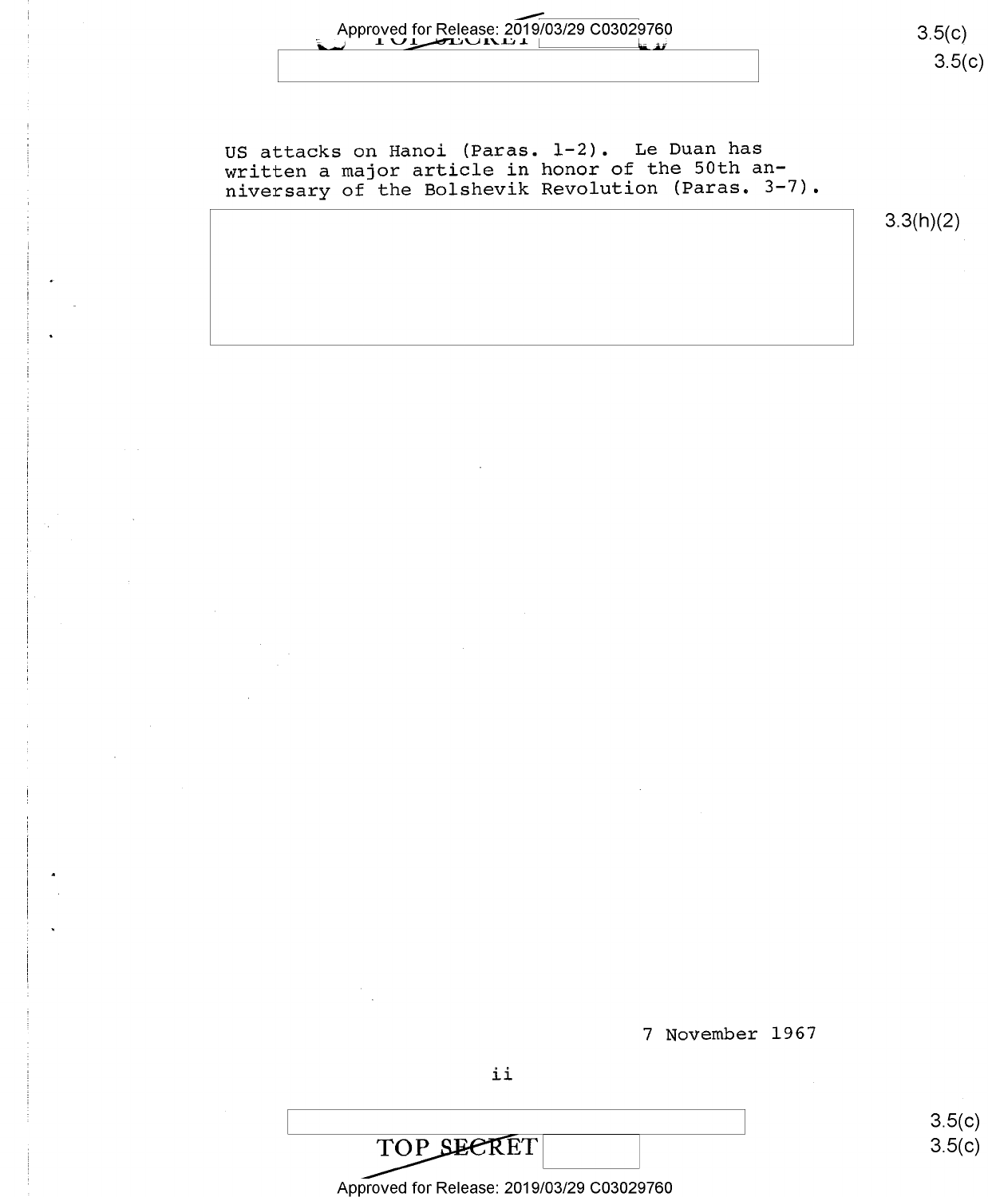US attacks on Hanoi (Paras. 1-2). Le Duan has written a major article in honor of the 50th anniversary of the Bolshevik Revolution (Paras. 3-7).

7 November 1967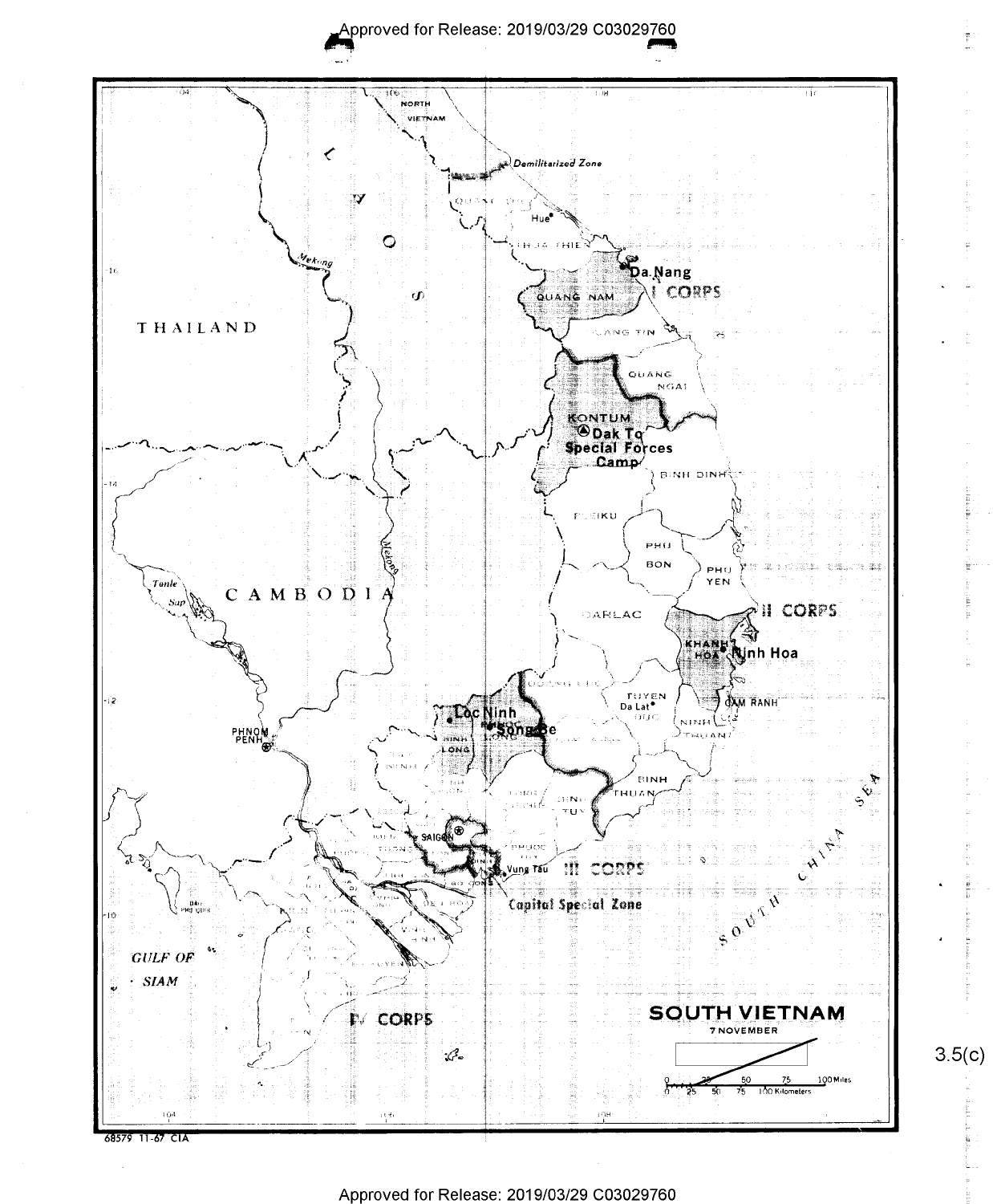SOUTH VIETNAM

7 NOVEMBER

THAILAND

CAMBODIA

LAOS

NORTH VIETNAM

Demilitarized Zone

Hue

Da Nang

I CORPS

QUANG NAM

QUANG NGAI

KONTUM

Dak To Special Forces Camp

BINH DINH

PLEIKU

PHU BON

PHU YEN

DARLAC

II CORPS

KHANH HOA

Ninh Hoa

CAM RANH

TUYEN DUC

Da Lat

NINH THUAN

BINH THUAN

Loc Ninh

Song Be

BINH LONG

SAIGON

Vung Tau

III CORPS

Capital Special Zone

IV CORPS

PHNOM PENH

Tonle Sap

Mekong

GULF OF SIAM

SOUTH CHINA SEA

0 25 50 75 100 Miles

0 25 50 75 100 Kilometers

68579 11-67 CIA

3.5(c)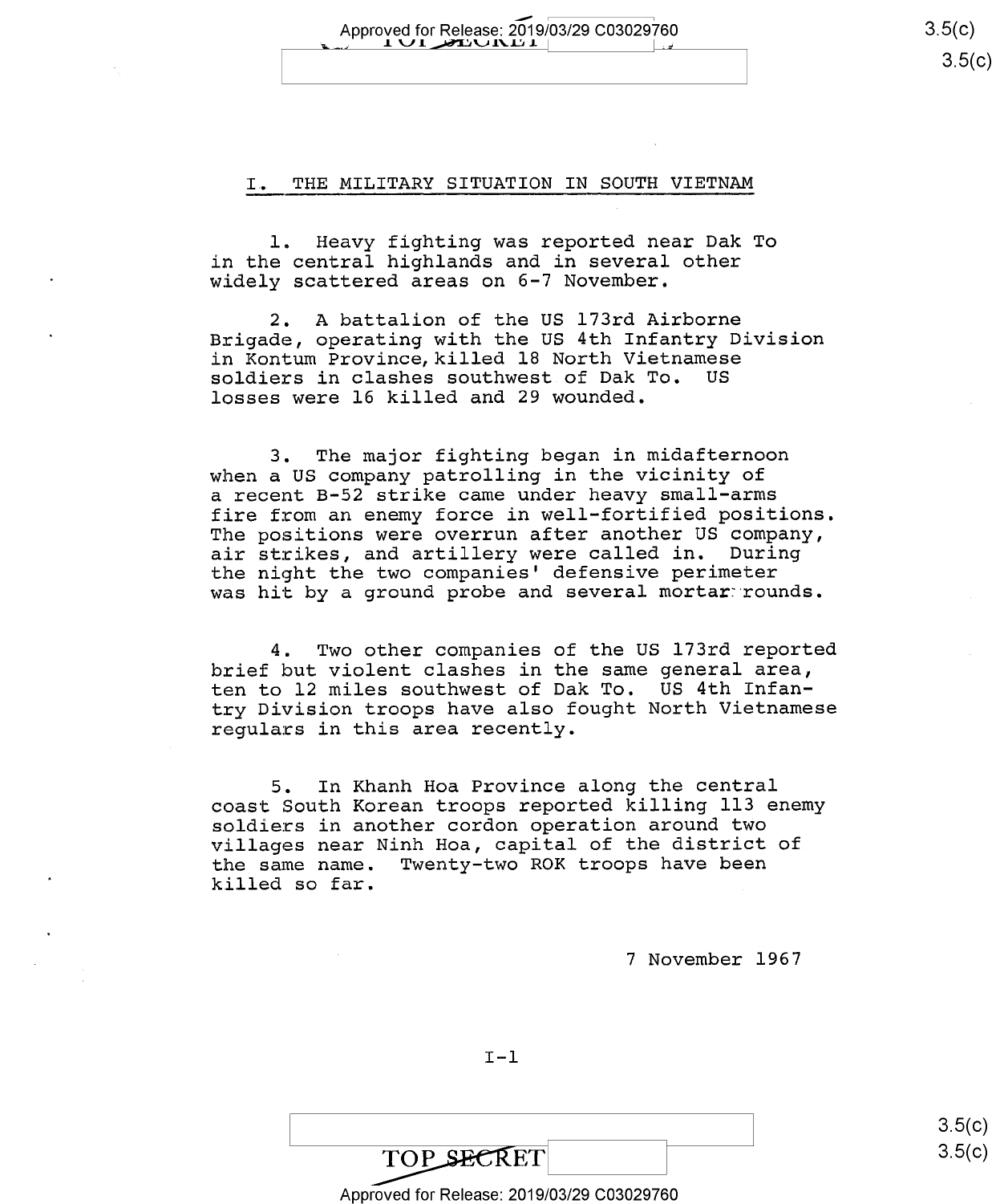## I. THE MILITARY SITUATION IN SOUTH VIETNAM

1. Heavy fighting was reported near Dak To in the central highlands and in several other widely scattered areas on 6-7 November.

2. A battalion of the US 173rd Airborne Brigade, operating with the US 4th Infantry Division in Kontum Province, killed 18 North Vietnamese soldiers in clashes southwest of Dak To. US losses were 16 killed and 29 wounded.

3. The major fighting began in midafternoon when a US company patrolling in the vicinity of a recent B-52 strike came under heavy small-arms fire from an enemy force in well-fortified positions. The positions were overrun after another US company, air strikes, and artillery were called in. During the night the two companies' defensive perimeter was hit by a ground probe and several mortar rounds.

4. Two other companies of the US 173rd reported brief but violent clashes in the same general area, ten to 12 miles southwest of Dak To. US 4th Infantry Division troops have also fought North Vietnamese regulars in this area recently.

5. In Khanh Hoa Province along the central coast South Korean troops reported killing 113 enemy soldiers in another cordon operation around two villages near Ninh Hoa, capital of the district of the same name. Twenty-two ROK troops have been killed so far.

7 November 1967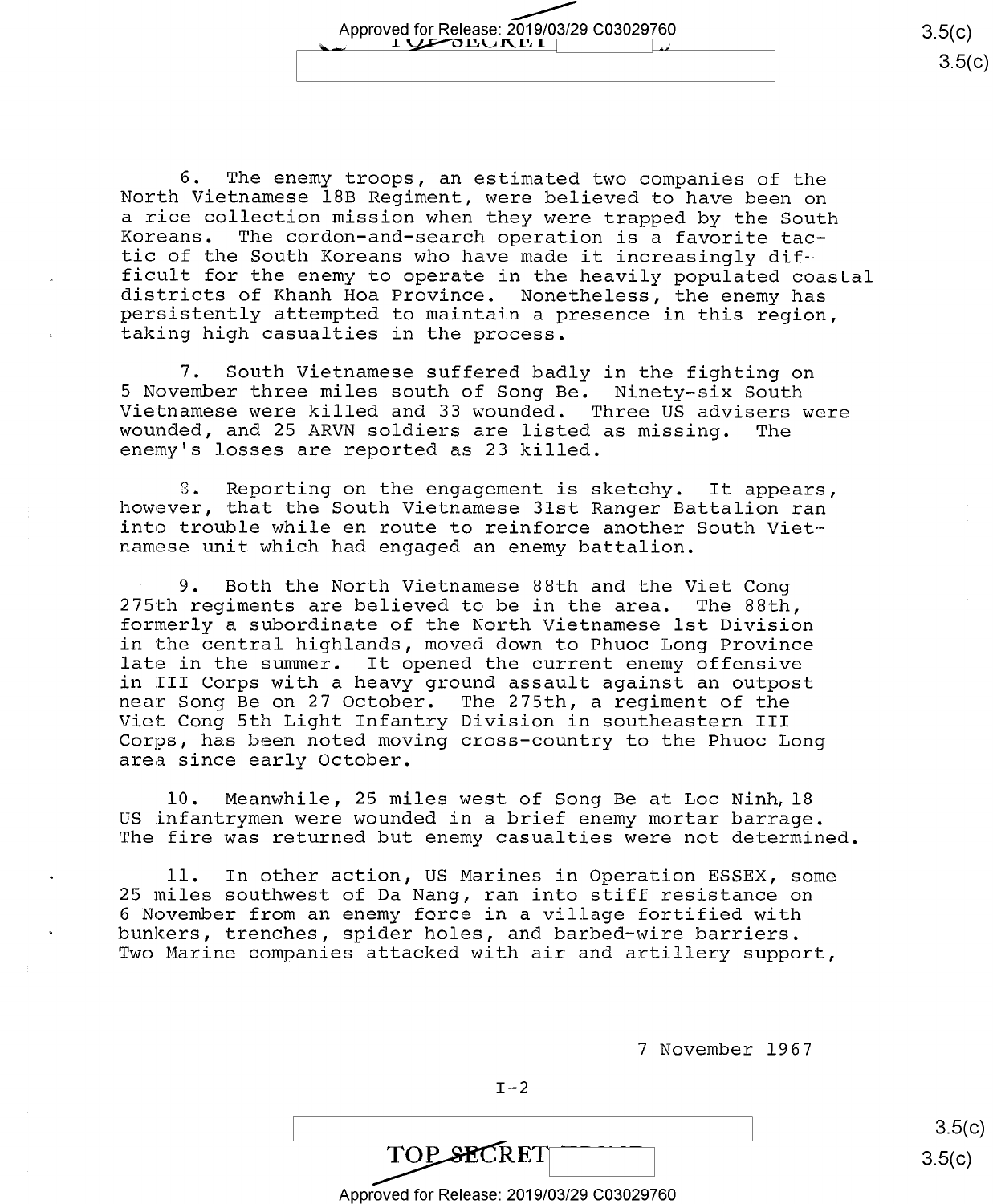6. The enemy troops, an estimated two companies of the North Vietnamese 18B Regiment, were believed to have been on a rice collection mission when they were trapped by the South Koreans. The cordon-and-search operation is a favorite tactic of the South Koreans who have made it increasingly difficult for the enemy to operate in the heavily populated coastal districts of Khanh Hoa Province. Nonetheless, the enemy has persistently attempted to maintain a presence in this region, taking high casualties in the process.

7. South Vietnamese suffered badly in the fighting on 5 November three miles south of Song Be. Ninety-six South Vietnamese were killed and 33 wounded. Three US advisers were wounded, and 25 ARVN soldiers are listed as missing. The enemy's losses are reported as 23 killed.

8. Reporting on the engagement is sketchy. It appears, however, that the South Vietnamese 31st Ranger Battalion ran into trouble while en route to reinforce another South Vietnamese unit which had engaged an enemy battalion.

9. Both the North Vietnamese 88th and the Viet Cong 275th regiments are believed to be in the area. The 88th, formerly a subordinate of the North Vietnamese 1st Division in the central highlands, moved down to Phuoc Long Province late in the summer. It opened the current enemy offensive in III Corps with a heavy ground assault against an outpost near Song Be on 27 October. The 275th, a regiment of the Viet Cong 5th Light Infantry Division in southeastern III Corps, has been noted moving cross-country to the Phuoc Long area since early October.

10. Meanwhile, 25 miles west of Song Be at Loc Ninh, 18 US infantrymen were wounded in a brief enemy mortar barrage. The fire was returned but enemy casualties were not determined.

11. In other action, US Marines in Operation ESSEX, some 25 miles southwest of Da Nang, ran into stiff resistance on 6 November from an enemy force in a village fortified with bunkers, trenches, spider holes, and barbed-wire barriers. Two Marine companies attacked with air and artillery support,

7 November 1967

I-2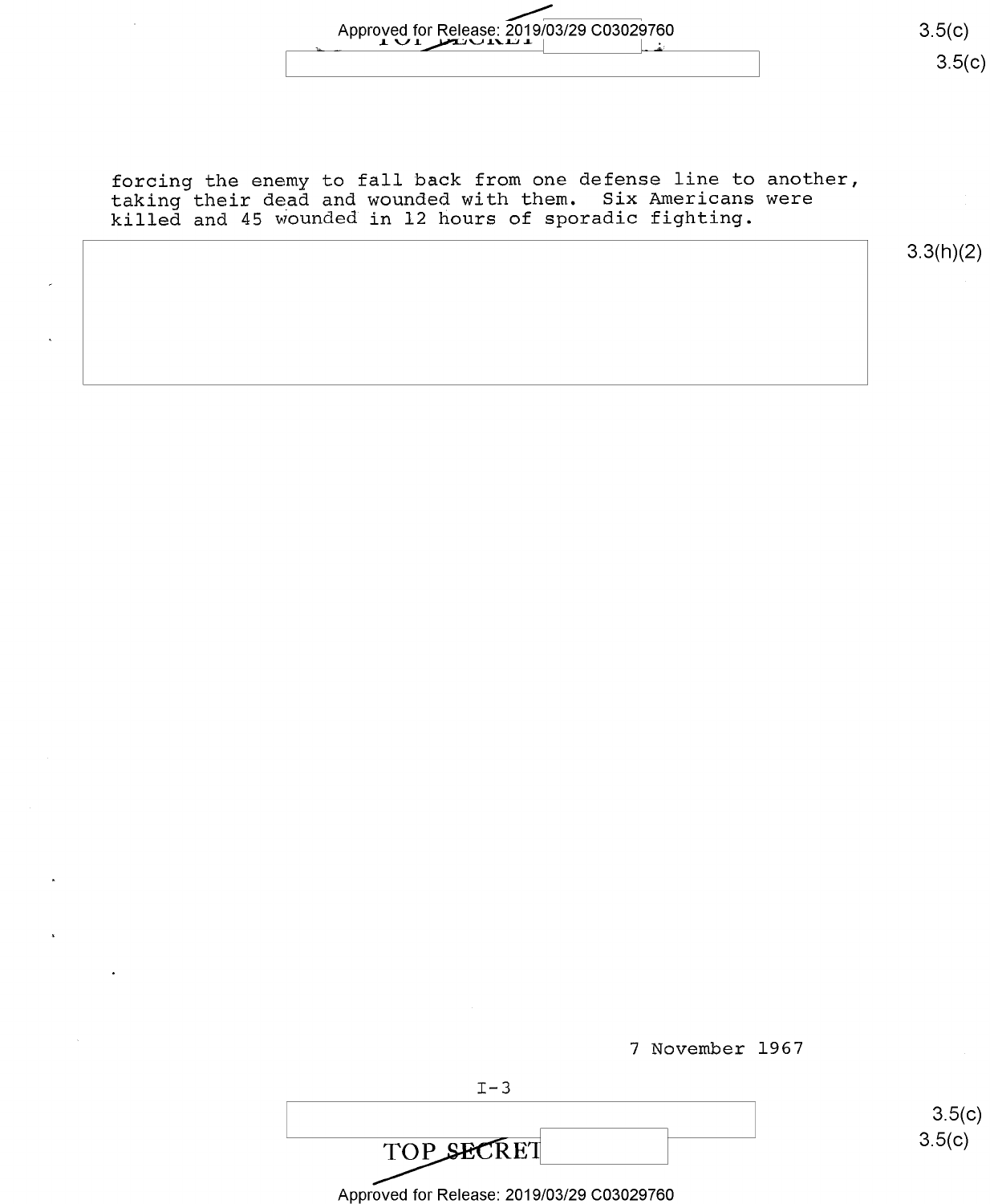forcing the enemy to fall back from one defense line to another, taking their dead and wounded with them. Six Americans were killed and 45 wounded in 12 hours of sporadic fighting.

7 November 1967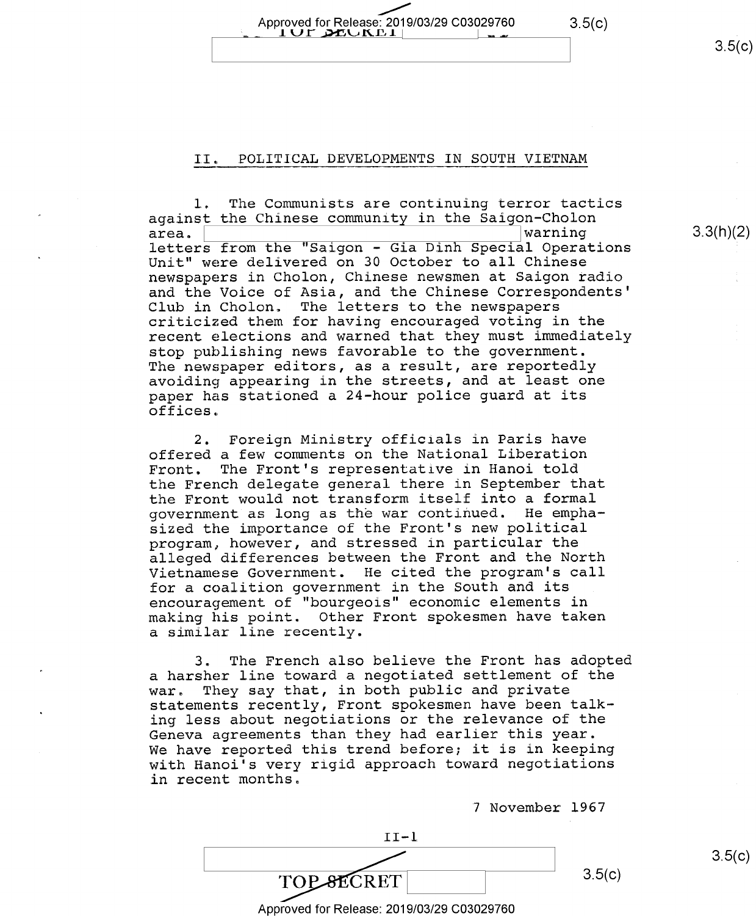## II. POLITICAL DEVELOPMENTS IN SOUTH VIETNAM

1. The Communists are continuing terror tactics against the Chinese community in the Saigon-Cholon area. [redacted] warning letters from the "Saigon - Gia Dinh Special Operations Unit" were delivered on 30 October to all Chinese newspapers in Cholon, Chinese newsmen at Saigon radio and the Voice of Asia, and the Chinese Correspondents' Club in Cholon. The letters to the newspapers criticized them for having encouraged voting in the recent elections and warned that they must immediately stop publishing news favorable to the government. The newspaper editors, as a result, are reportedly avoiding appearing in the streets, and at least one paper has stationed a 24-hour police guard at its offices.

2. Foreign Ministry officials in Paris have offered a few comments on the National Liberation Front. The Front's representative in Hanoi told the French delegate general there in September that the Front would not transform itself into a formal government as long as the war continued. He emphasized the importance of the Front's new political program, however, and stressed in particular the alleged differences between the Front and the North Vietnamese Government. He cited the program's call for a coalition government in the South and its encouragement of "bourgeois" economic elements in making his point. Other Front spokesmen have taken a similar line recently.

3. The French also believe the Front has adopted a harsher line toward a negotiated settlement of the war. They say that, in both public and private statements recently, Front spokesmen have been talking less about negotiations or the relevance of the Geneva agreements than they had earlier this year. We have reported this trend before; it is in keeping with Hanoi's very rigid approach toward negotiations in recent months.

7 November 1967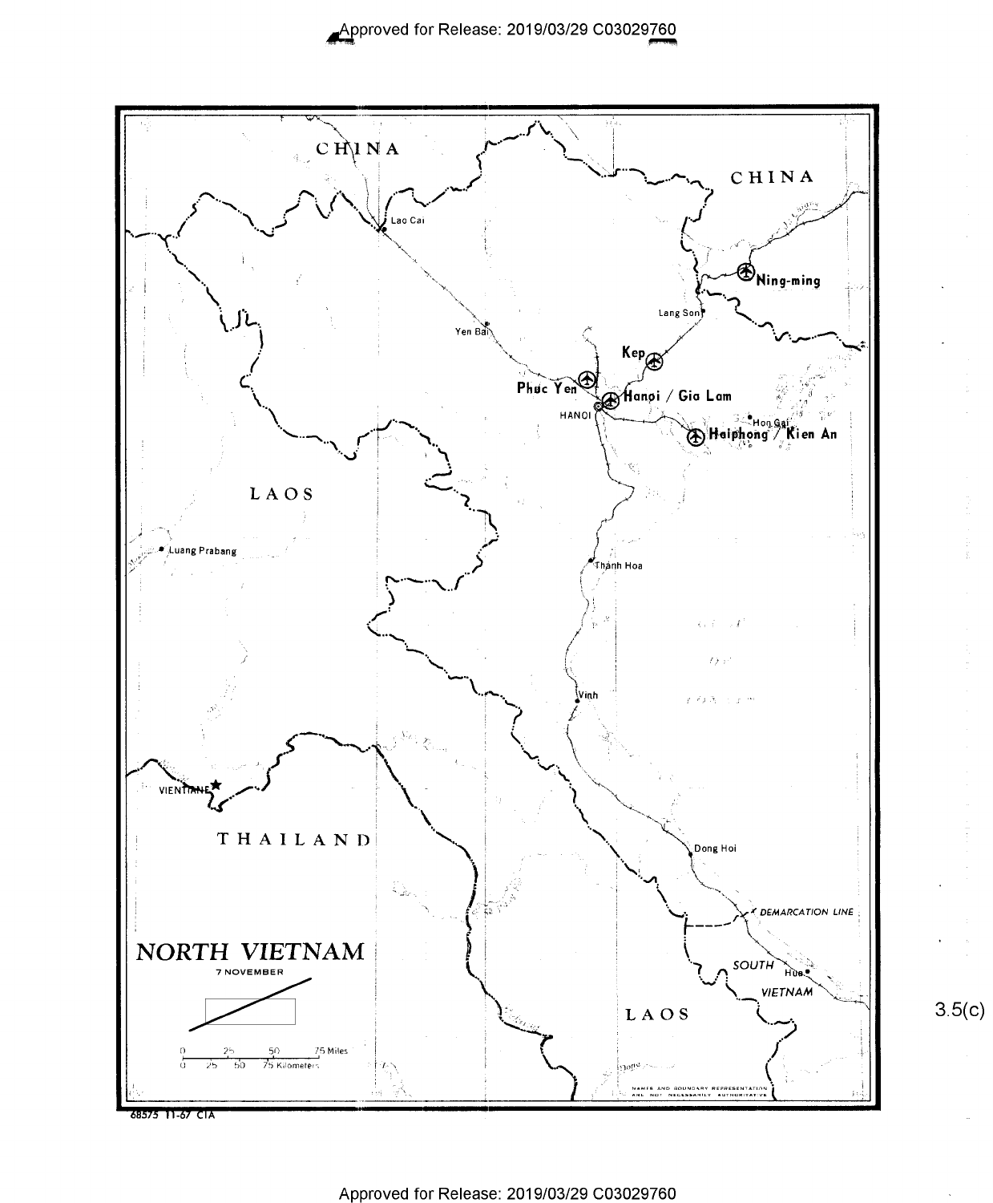CHINA

CHINA

Lao Cai

Ning-ming

Lang Son

Yen Bai

Kep

Phuc Yen

Hanoi / Gia Lam

HANOI

Hon Gai

Haiphong / Kien An

LAOS

Luang Prabang

Thanh Hoa

Vinh

VIENTIANE

THAILAND

Dong Hoi

DEMARCATION LINE

SOUTH VIETNAM

Hue

# NORTH VIETNAM

7 NOVEMBER

LAOS

0 25 50 75 Miles

0 25 50 75 Kilometers

NAMES AND BOUNDARY REPRESENTATION ARE NOT NECESSARILY AUTHORITATIVE

68575 11-67 CIA

3.5(c)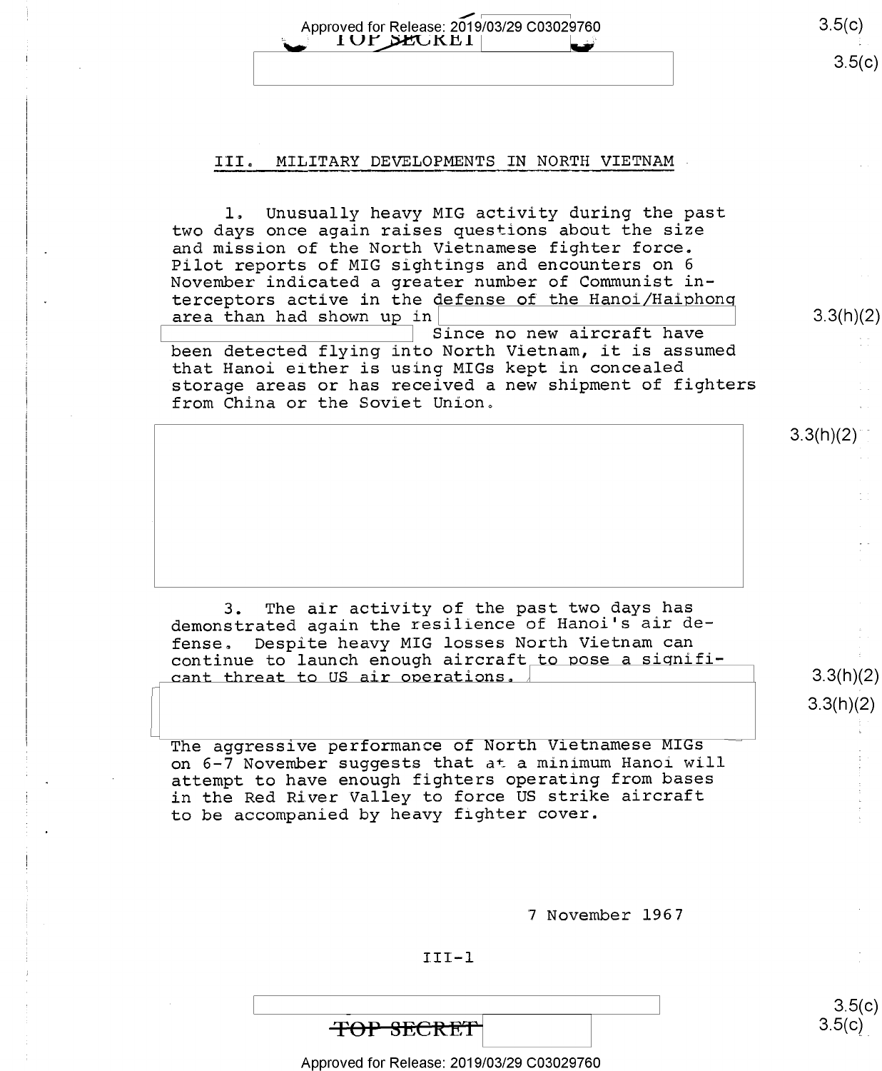## III. MILITARY DEVELOPMENTS IN NORTH VIETNAM

1. Unusually heavy MIG activity during the past two days once again raises questions about the size and mission of the North Vietnamese fighter force. Pilot reports of MIG sightings and encounters on 6 November indicated a greater number of Communist interceptors active in the defense of the Hanoi/Haiphong area than had shown up in [redacted] [redacted] Since no new aircraft have been detected flying into North Vietnam, it is assumed that Hanoi either is using MIGs kept in concealed storage areas or has received a new shipment of fighters from China or the Soviet Union.

[redacted]

3. The air activity of the past two days has demonstrated again the resilience of Hanoi's air defense. Despite heavy MIG losses North Vietnam can continue to launch enough aircraft to pose a significant threat to US air operations. [redacted]

[redacted]

The aggressive performance of North Vietnamese MIGs on 6-7 November suggests that at a minimum Hanoi will attempt to have enough fighters operating from bases in the Red River Valley to force US strike aircraft to be accompanied by heavy fighter cover.

7 November 1967

III-1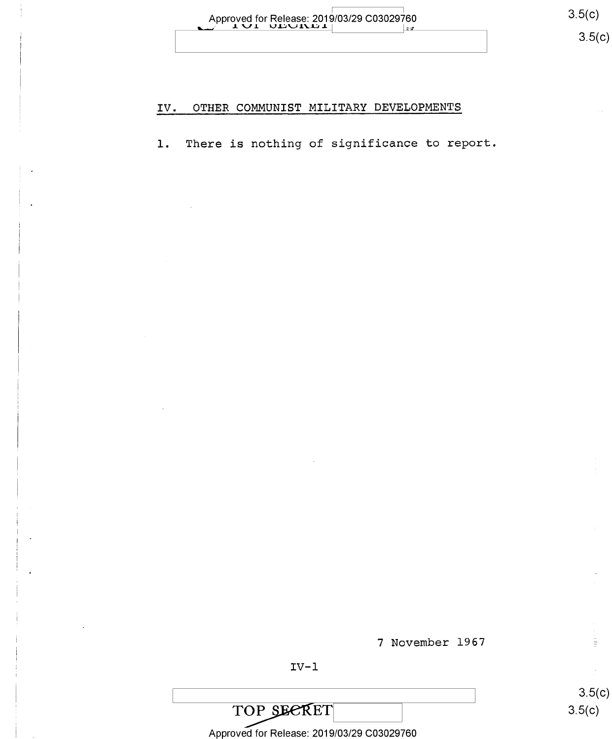## IV. OTHER COMMUNIST MILITARY DEVELOPMENTS

1. There is nothing of significance to report.

7 November 1967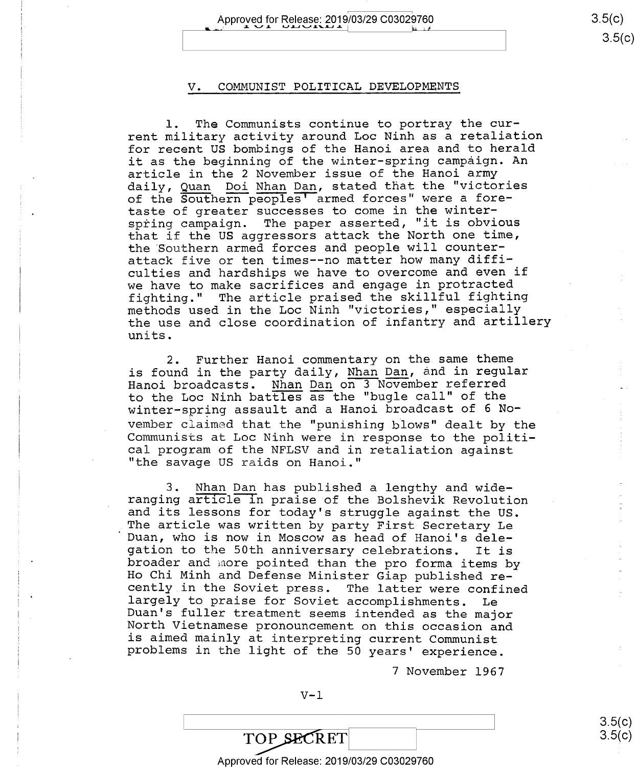## V. COMMUNIST POLITICAL DEVELOPMENTS

1. The Communists continue to portray the current military activity around Loc Ninh as a retaliation for recent US bombings of the Hanoi area and to herald it as the beginning of the winter-spring campaign. An article in the 2 November issue of the Hanoi army daily, Quan Doi Nhan Dan, stated that the "victories of the Southern peoples' armed forces" were a foretaste of greater successes to come in the winter-spring campaign. The paper asserted, "it is obvious that if the US aggressors attack the North one time, the Southern armed forces and people will counterattack five or ten times--no matter how many difficulties and hardships we have to overcome and even if we have to make sacrifices and engage in protracted fighting." The article praised the skillful fighting methods used in the Loc Ninh "victories," especially the use and close coordination of infantry and artillery units.

2. Further Hanoi commentary on the same theme is found in the party daily, Nhan Dan, and in regular Hanoi broadcasts. Nhan Dan on 3 November referred to the Loc Ninh battles as the "bugle call" of the winter-spring assault and a Hanoi broadcast of 6 November claimed that the "punishing blows" dealt by the Communists at Loc Ninh were in response to the political program of the NFLSV and in retaliation against "the savage US raids on Hanoi."

3. Nhan Dan has published a lengthy and wide-ranging article in praise of the Bolshevik Revolution and its lessons for today's struggle against the US. The article was written by party First Secretary Le Duan, who is now in Moscow as head of Hanoi's delegation to the 50th anniversary celebrations. It is broader and more pointed than the pro forma items by Ho Chi Minh and Defense Minister Giap published recently in the Soviet press. The latter were confined largely to praise for Soviet accomplishments. Le Duan's fuller treatment seems intended as the major North Vietnamese pronouncement on this occasion and is aimed mainly at interpreting current Communist problems in the light of the 50 years' experience.

7 November 1967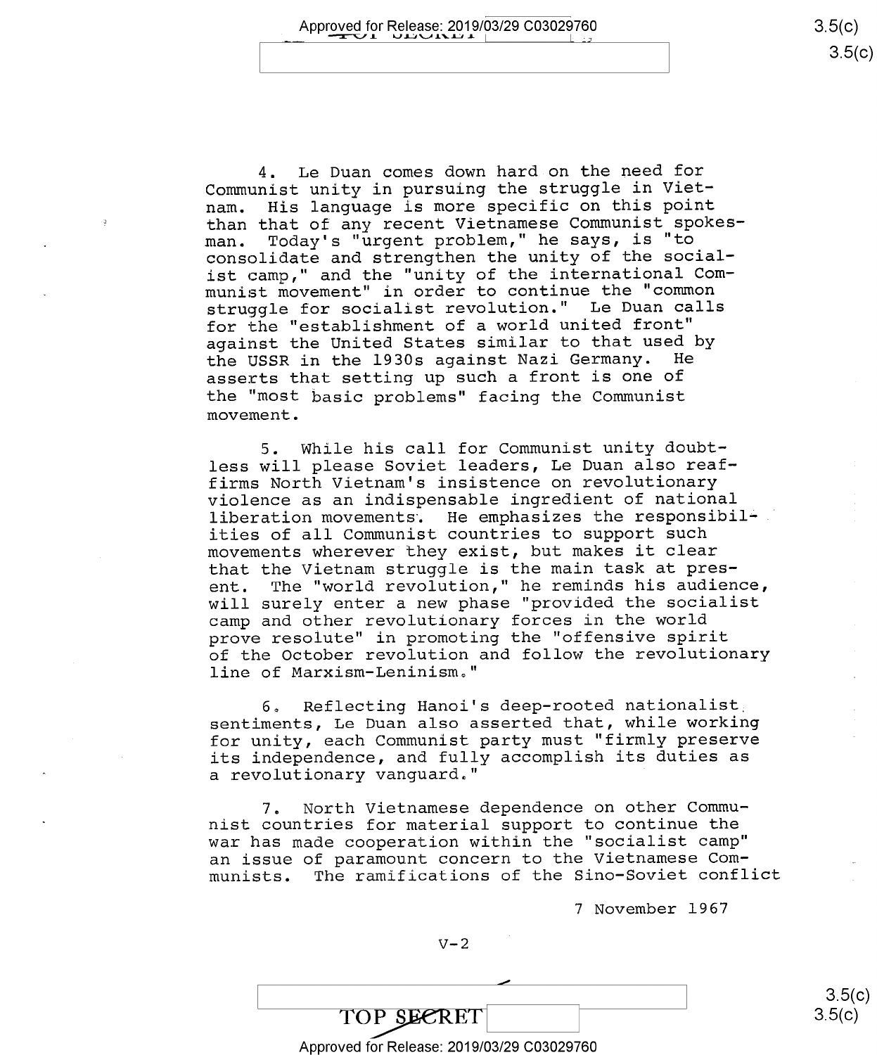4. Le Duan comes down hard on the need for Communist unity in pursuing the struggle in Vietnam. His language is more specific on this point than that of any recent Vietnamese Communist spokesman. Today's "urgent problem," he says, is "to consolidate and strengthen the unity of the socialist camp," and the "unity of the international Communist movement" in order to continue the "common struggle for socialist revolution." Le Duan calls for the "establishment of a world united front" against the United States similar to that used by the USSR in the 1930s against Nazi Germany. He asserts that setting up such a front is one of the "most basic problems" facing the Communist movement.

5. While his call for Communist unity doubtless will please Soviet leaders, Le Duan also reaffirms North Vietnam's insistence on revolutionary violence as an indispensable ingredient of national liberation movements. He emphasizes the responsibilities of all Communist countries to support such movements wherever they exist, but makes it clear that the Vietnam struggle is the main task at present. The "world revolution," he reminds his audience, will surely enter a new phase "provided the socialist camp and other revolutionary forces in the world prove resolute" in promoting the "offensive spirit of the October revolution and follow the revolutionary line of Marxism-Leninism."

6. Reflecting Hanoi's deep-rooted nationalist sentiments, Le Duan also asserted that, while working for unity, each Communist party must "firmly preserve its independence, and fully accomplish its duties as a revolutionary vanguard."

7. North Vietnamese dependence on other Communist countries for material support to continue the war has made cooperation within the "socialist camp" an issue of paramount concern to the Vietnamese Communists. The ramifications of the Sino-Soviet conflict

7 November 1967

V-2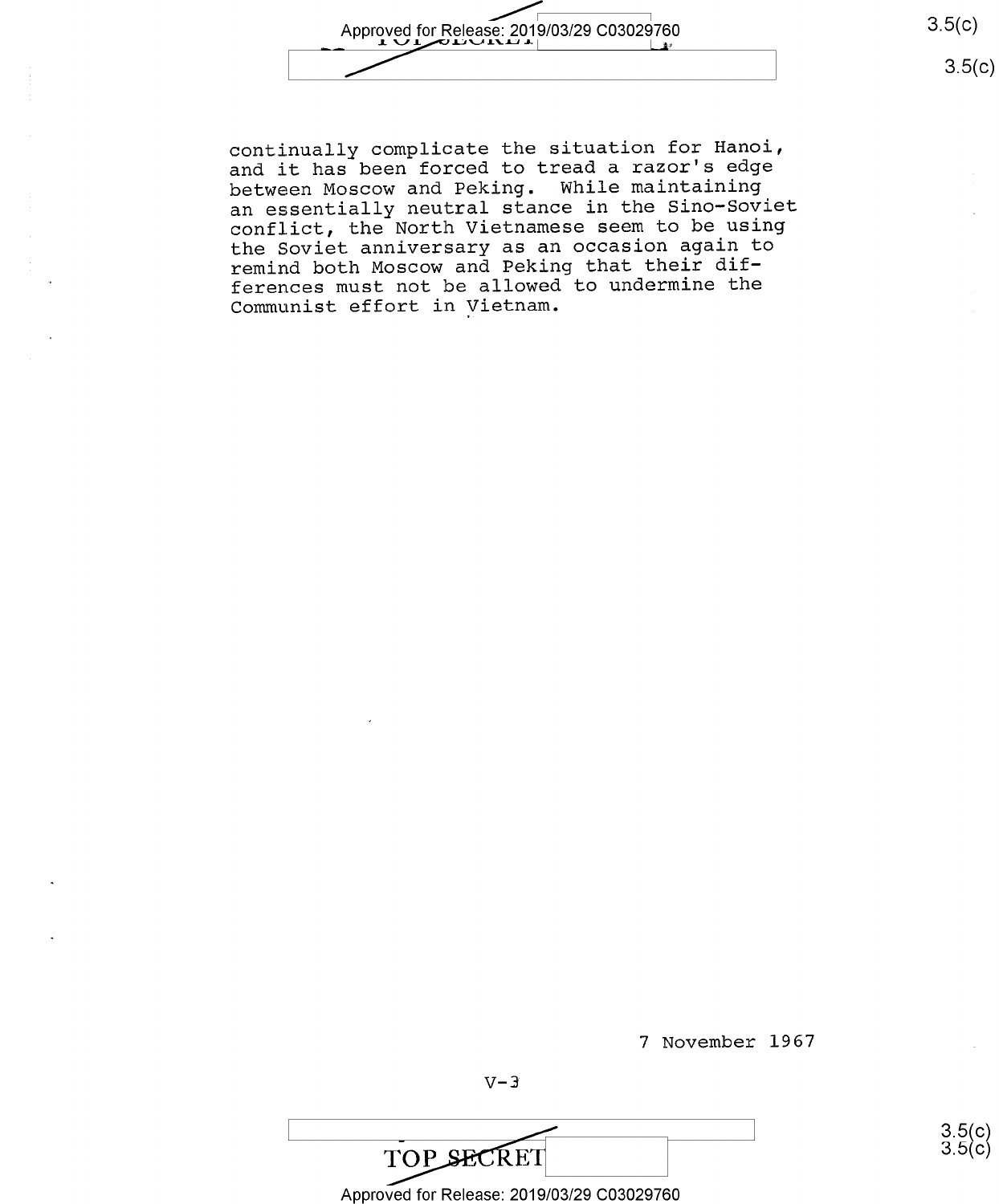continually complicate the situation for Hanoi, and it has been forced to tread a razor's edge between Moscow and Peking. While maintaining an essentially neutral stance in the Sino-Soviet conflict, the North Vietnamese seem to be using the Soviet anniversary as an occasion again to remind both Moscow and Peking that their differences must not be allowed to undermine the Communist effort in Vietnam.

7 November 1967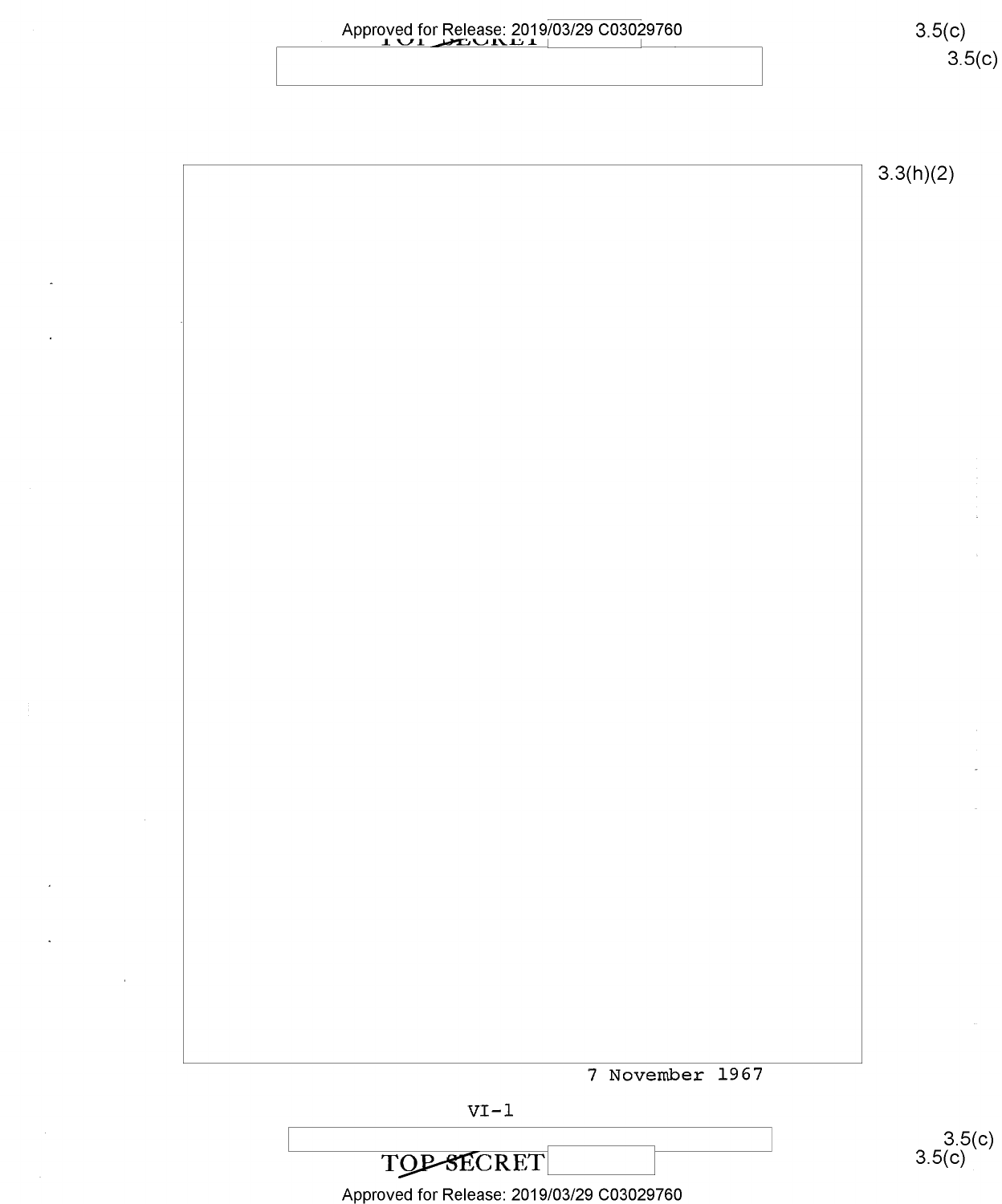7 November 1967

VI-1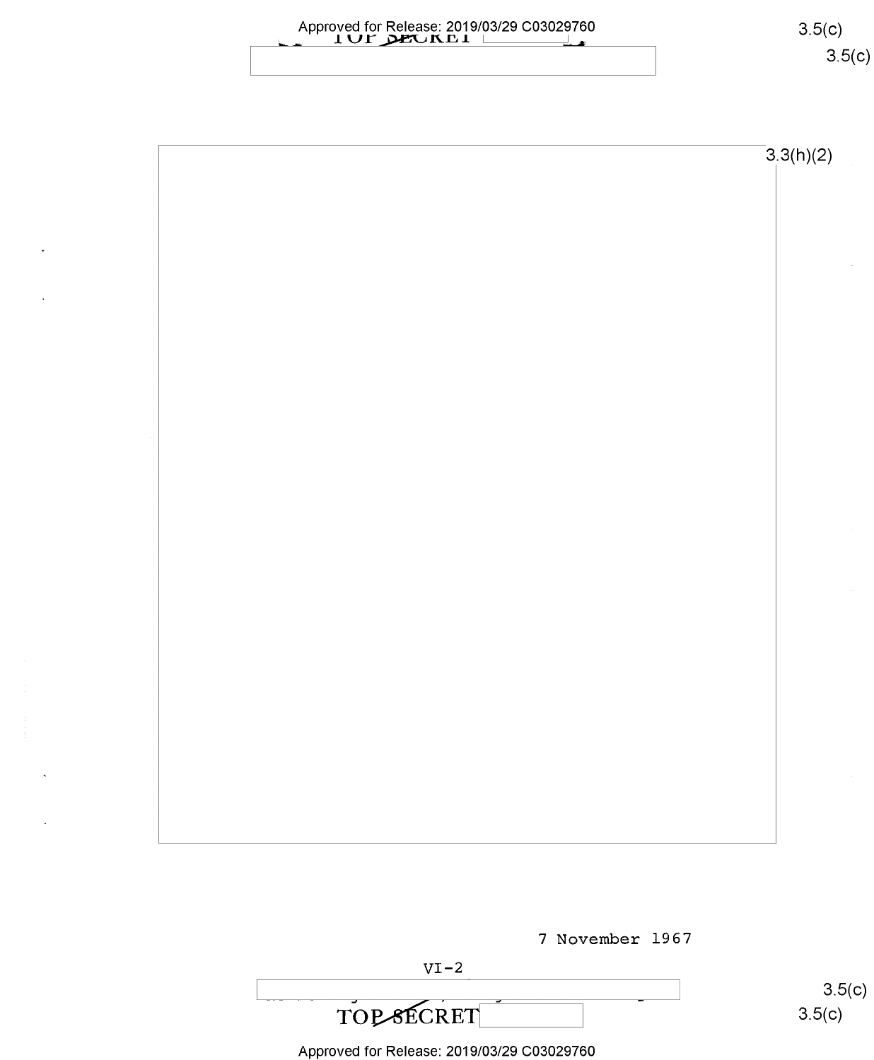3.3(h)(2)

7 November 1967

VI-2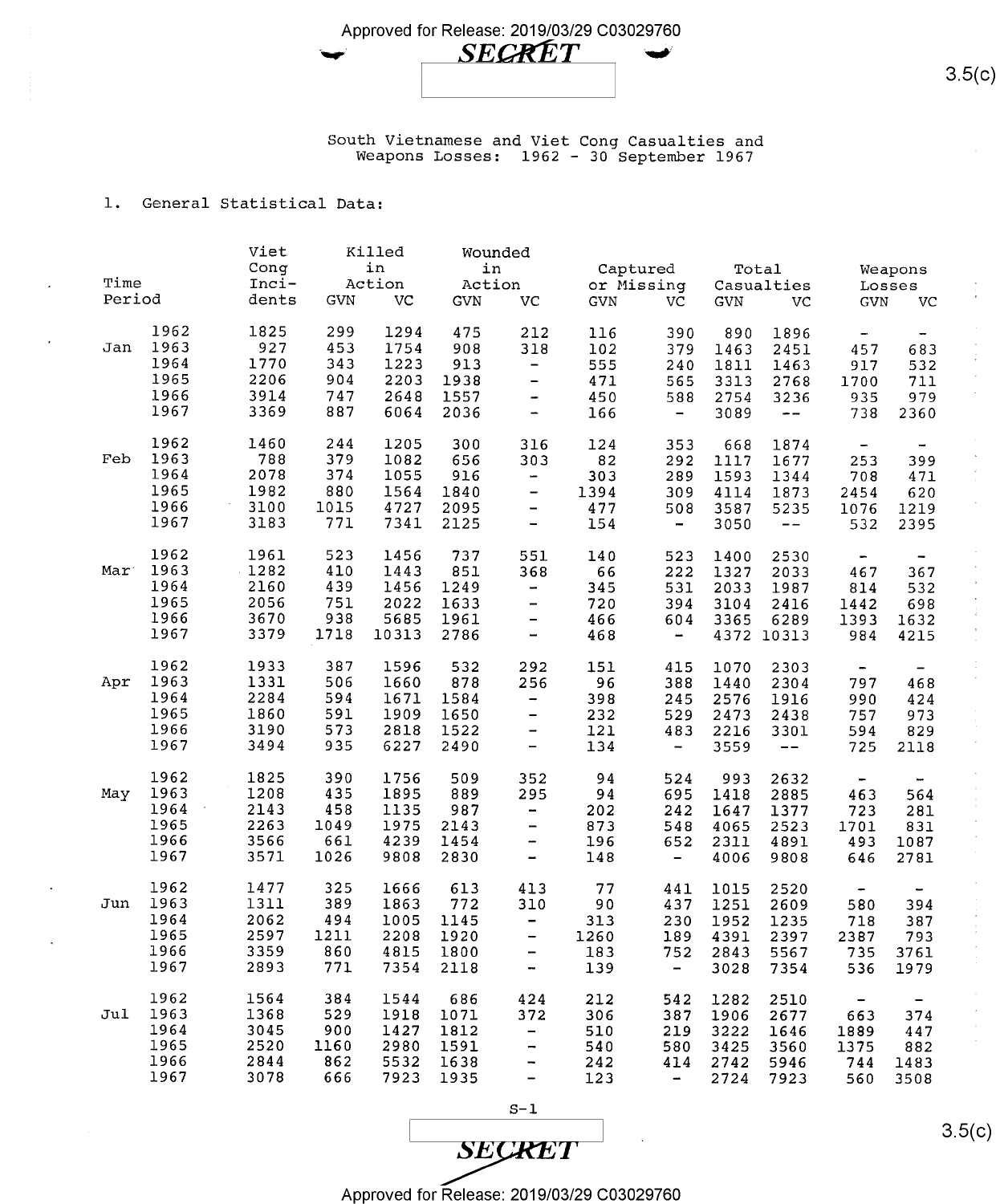South Vietnamese and Viet Cong Casualties and Weapons Losses: 1962 - 30 September 1967

1. General Statistical Data:

| Time Period | | Viet Cong Incidents | Killed in Action | | Wounded in Action | | Captured or Missing | | Total Casualties | | Weapons Losses | |
|---|---|---|---|---|---|---|---|---|---|---|---|---|
| | | | GVN | VC | GVN | VC | GVN | VC | GVN | VC | GVN | VC |
| | 1962 | 1825 | 299 | 1294 | 475 | 212 | 116 | 390 | 890 | 1896 | - | - |
| Jan | 1963 | 927 | 453 | 1754 | 908 | 318 | 102 | 379 | 1463 | 2451 | 457 | 683 |
| | 1964 | 1770 | 343 | 1223 | 913 | - | 555 | 240 | 1811 | 1463 | 917 | 532 |
| | 1965 | 2206 | 904 | 2203 | 1938 | - | 471 | 565 | 3313 | 2768 | 1700 | 711 |
| | 1966 | 3914 | 747 | 2648 | 1557 | - | 450 | 588 | 2754 | 3236 | 935 | 979 |
| | 1967 | 3369 | 887 | 6064 | 2036 | - | 166 | - | 3089 | -- | 738 | 2360 |
| | 1962 | 1460 | 244 | 1205 | 300 | 316 | 124 | 353 | 668 | 1874 | - | - |
| Feb | 1963 | 788 | 379 | 1082 | 656 | 303 | 82 | 292 | 1117 | 1677 | 253 | 399 |
| | 1964 | 2078 | 374 | 1055 | 916 | - | 303 | 289 | 1593 | 1344 | 708 | 471 |
| | 1965 | 1982 | 880 | 1564 | 1840 | - | 1394 | 309 | 4114 | 1873 | 2454 | 620 |
| | 1966 | 3100 | 1015 | 4727 | 2095 | - | 477 | 508 | 3587 | 5235 | 1076 | 1219 |
| | 1967 | 3183 | 771 | 7341 | 2125 | - | 154 | - | 3050 | -- | 532 | 2395 |
| | 1962 | 1961 | 523 | 1456 | 737 | 551 | 140 | 523 | 1400 | 2530 | - | - |
| Mar | 1963 | 1282 | 410 | 1443 | 851 | 368 | 66 | 222 | 1327 | 2033 | 467 | 367 |
| | 1964 | 2160 | 439 | 1456 | 1249 | - | 345 | 531 | 2033 | 1987 | 814 | 532 |
| | 1965 | 2056 | 751 | 2022 | 1633 | - | 720 | 394 | 3104 | 2416 | 1442 | 698 |
| | 1966 | 3670 | 938 | 5685 | 1961 | - | 466 | 604 | 3365 | 6289 | 1393 | 1632 |
| | 1967 | 3379 | 1718 | 10313 | 2786 | - | 468 | - | 4372 | 10313 | 984 | 4215 |
| | 1962 | 1933 | 387 | 1596 | 532 | 292 | 151 | 415 | 1070 | 2303 | - | - |
| Apr | 1963 | 1331 | 506 | 1660 | 878 | 256 | 96 | 388 | 1440 | 2304 | 797 | 468 |
| | 1964 | 2284 | 594 | 1671 | 1584 | - | 398 | 245 | 2576 | 1916 | 990 | 424 |
| | 1965 | 1860 | 591 | 1909 | 1650 | - | 232 | 529 | 2473 | 2438 | 757 | 973 |
| | 1966 | 3190 | 573 | 2818 | 1522 | - | 121 | 483 | 2216 | 3301 | 594 | 829 |
| | 1967 | 3494 | 935 | 6227 | 2490 | - | 134 | - | 3559 | -- | 725 | 2118 |
| | 1962 | 1825 | 390 | 1756 | 509 | 352 | 94 | 524 | 993 | 2632 | - | - |
| May | 1963 | 1208 | 435 | 1895 | 889 | 295 | 94 | 695 | 1418 | 2885 | 463 | 564 |
| | 1964 | 2143 | 458 | 1135 | 987 | - | 202 | 242 | 1647 | 1377 | 723 | 281 |
| | 1965 | 2263 | 1049 | 1975 | 2143 | - | 873 | 548 | 4065 | 2523 | 1701 | 831 |
| | 1966 | 3566 | 661 | 4239 | 1454 | - | 196 | 652 | 2311 | 4891 | 493 | 1087 |
| | 1967 | 3571 | 1026 | 9808 | 2830 | - | 148 | - | 4006 | 9808 | 646 | 2781 |
| | 1962 | 1477 | 325 | 1666 | 613 | 413 | 77 | 441 | 1015 | 2520 | - | - |
| Jun | 1963 | 1311 | 389 | 1863 | 772 | 310 | 90 | 437 | 1251 | 2609 | 580 | 394 |
| | 1964 | 2062 | 494 | 1005 | 1145 | - | 313 | 230 | 1952 | 1235 | 718 | 387 |
| | 1965 | 2597 | 1211 | 2208 | 1920 | - | 1260 | 189 | 4391 | 2397 | 2387 | 793 |
| | 1966 | 3359 | 860 | 4815 | 1800 | - | 183 | 752 | 2843 | 5567 | 735 | 3761 |
| | 1967 | 2893 | 771 | 7354 | 2118 | - | 139 | - | 3028 | 7354 | 536 | 1979 |
| | 1962 | 1564 | 384 | 1544 | 686 | 424 | 212 | 542 | 1282 | 2510 | - | - |
| Jul | 1963 | 1368 | 529 | 1918 | 1071 | 372 | 306 | 387 | 1906 | 2677 | 663 | 374 |
| | 1964 | 3045 | 900 | 1427 | 1812 | - | 510 | 219 | 3222 | 1646 | 1889 | 447 |
| | 1965 | 2520 | 1160 | 2980 | 1591 | - | 540 | 580 | 3425 | 3560 | 1375 | 882 |
| | 1966 | 2844 | 862 | 5532 | 1638 | - | 242 | 414 | 2742 | 5946 | 744 | 1483 |
| | 1967 | 3078 | 666 | 7923 | 1935 | - | 123 | - | 2724 | 7923 | 560 | 3508 |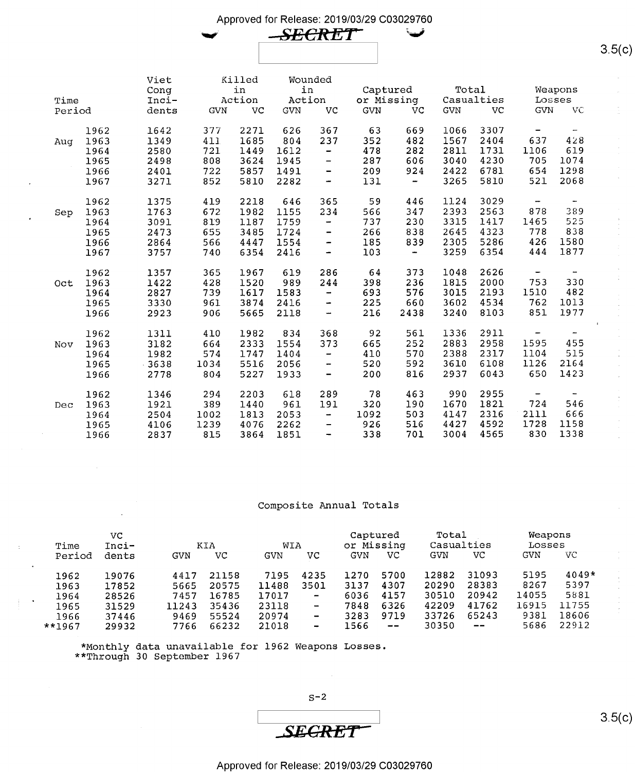Approved for Release: 2019/03/29 C03029760

SECRET

| Time Period | | Viet Cong Incidents | Killed in Action | | Wounded in Action | | Captured or Missing | | Total Casualties | | Weapons Losses | |
|---|---|---|---|---|---|---|---|---|---|---|---|---|
| | | | GVN | VC | GVN | VC | GVN | VC | GVN | VC | GVN | VC |
| | 1962 | 1642 | 377 | 2271 | 626 | 367 | 63 | 669 | 1066 | 3307 | - | - |
| Aug | 1963 | 1349 | 411 | 1685 | 804 | 237 | 352 | 482 | 1567 | 2404 | 637 | 428 |
| | 1964 | 2580 | 721 | 1449 | 1612 | - | 478 | 282 | 2811 | 1731 | 1106 | 619 |
| | 1965 | 2498 | 808 | 3624 | 1945 | - | 287 | 606 | 3040 | 4230 | 705 | 1074 |
| | 1966 | 2401 | 722 | 5857 | 1491 | - | 209 | 924 | 2422 | 6781 | 654 | 1298 |
| | 1967 | 3271 | 852 | 5810 | 2282 | - | 131 | - | 3265 | 5810 | 521 | 2068 |
| | 1962 | 1375 | 419 | 2218 | 646 | 365 | 59 | 446 | 1124 | 3029 | - | - |
| Sep | 1963 | 1763 | 672 | 1982 | 1155 | 234 | 566 | 347 | 2393 | 2563 | 878 | 389 |
| | 1964 | 3091 | 819 | 1187 | 1759 | - | 737 | 230 | 3315 | 1417 | 1465 | 525 |
| | 1965 | 2473 | 655 | 3485 | 1724 | - | 266 | 838 | 2645 | 4323 | 778 | 838 |
| | 1966 | 2864 | 566 | 4447 | 1554 | - | 185 | 839 | 2305 | 5286 | 426 | 1580 |
| | 1967 | 3757 | 740 | 6354 | 2416 | - | 103 | - | 3259 | 6354 | 444 | 1877 |
| | 1962 | 1357 | 365 | 1967 | 619 | 286 | 64 | 373 | 1048 | 2626 | - | - |
| Oct | 1963 | 1422 | 428 | 1520 | 989 | 244 | 398 | 236 | 1815 | 2000 | 753 | 330 |
| | 1964 | 2827 | 739 | 1617 | 1583 | - | 693 | 576 | 3015 | 2193 | 1510 | 482 |
| | 1965 | 3330 | 961 | 3874 | 2416 | - | 225 | 660 | 3602 | 4534 | 762 | 1013 |
| | 1966 | 2923 | 906 | 5665 | 2118 | - | 216 | 2438 | 3240 | 8103 | 851 | 1977 |
| | 1962 | 1311 | 410 | 1982 | 834 | 368 | 92 | 561 | 1336 | 2911 | - | - |
| Nov | 1963 | 3182 | 664 | 2333 | 1554 | 373 | 665 | 252 | 2883 | 2958 | 1595 | 455 |
| | 1964 | 1982 | 574 | 1747 | 1404 | - | 410 | 570 | 2388 | 2317 | 1104 | 515 |
| | 1965 | 3638 | 1034 | 5516 | 2056 | - | 520 | 592 | 3610 | 6108 | 1126 | 2164 |
| | 1966 | 2778 | 804 | 5227 | 1933 | - | 200 | 816 | 2937 | 6043 | 650 | 1423 |
| | 1962 | 1346 | 294 | 2203 | 618 | 289 | 78 | 463 | 990 | 2955 | - | - |
| Dec | 1963 | 1921 | 389 | 1440 | 961 | 191 | 320 | 190 | 1670 | 1821 | 724 | 546 |
| | 1964 | 2504 | 1002 | 1813 | 2053 | - | 1092 | 503 | 4147 | 2316 | 2111 | 666 |
| | 1965 | 4106 | 1239 | 4076 | 2262 | - | 926 | 516 | 4427 | 4592 | 1728 | 1158 |
| | 1966 | 2837 | 815 | 3864 | 1851 | - | 338 | 701 | 3004 | 4565 | 830 | 1338 |

## Composite Annual Totals

| Time Period | VC Incidents | KIA | | WIA | | Captured or Missing | | Total Casualties | | Weapons Losses | |
|---|---|---|---|---|---|---|---|---|---|---|---|
| | | GVN | VC | GVN | VC | GVN | VC | GVN | VC | GVN | VC |
| 1962 | 19076 | 4417 | 21158 | 7195 | 4235 | 1270 | 5700 | 12882 | 31093 | 5195 | 4049* |
| 1963 | 17852 | 5665 | 20575 | 11488 | 3501 | 3137 | 4307 | 20290 | 28383 | 8267 | 5397 |
| 1964 | 28526 | 7457 | 16785 | 17017 | - | 6036 | 4157 | 30510 | 20942 | 14055 | 5881 |
| 1965 | 31529 | 11243 | 35436 | 23118 | - | 7848 | 6326 | 42209 | 41762 | 16915 | 11755 |
| 1966 | 37446 | 9469 | 55524 | 20974 | - | 3283 | 9719 | 33726 | 65243 | 9381 | 18606 |
| **1967 | 29932 | 7766 | 66232 | 21018 | - | 1566 | -- | 30350 | -- | 5686 | 22912 |

*Monthly data unavailable for 1962 Weapons Losses.
**Through 30 September 1967

S-2

SECRET

Approved for Release: 2019/03/29 C03029760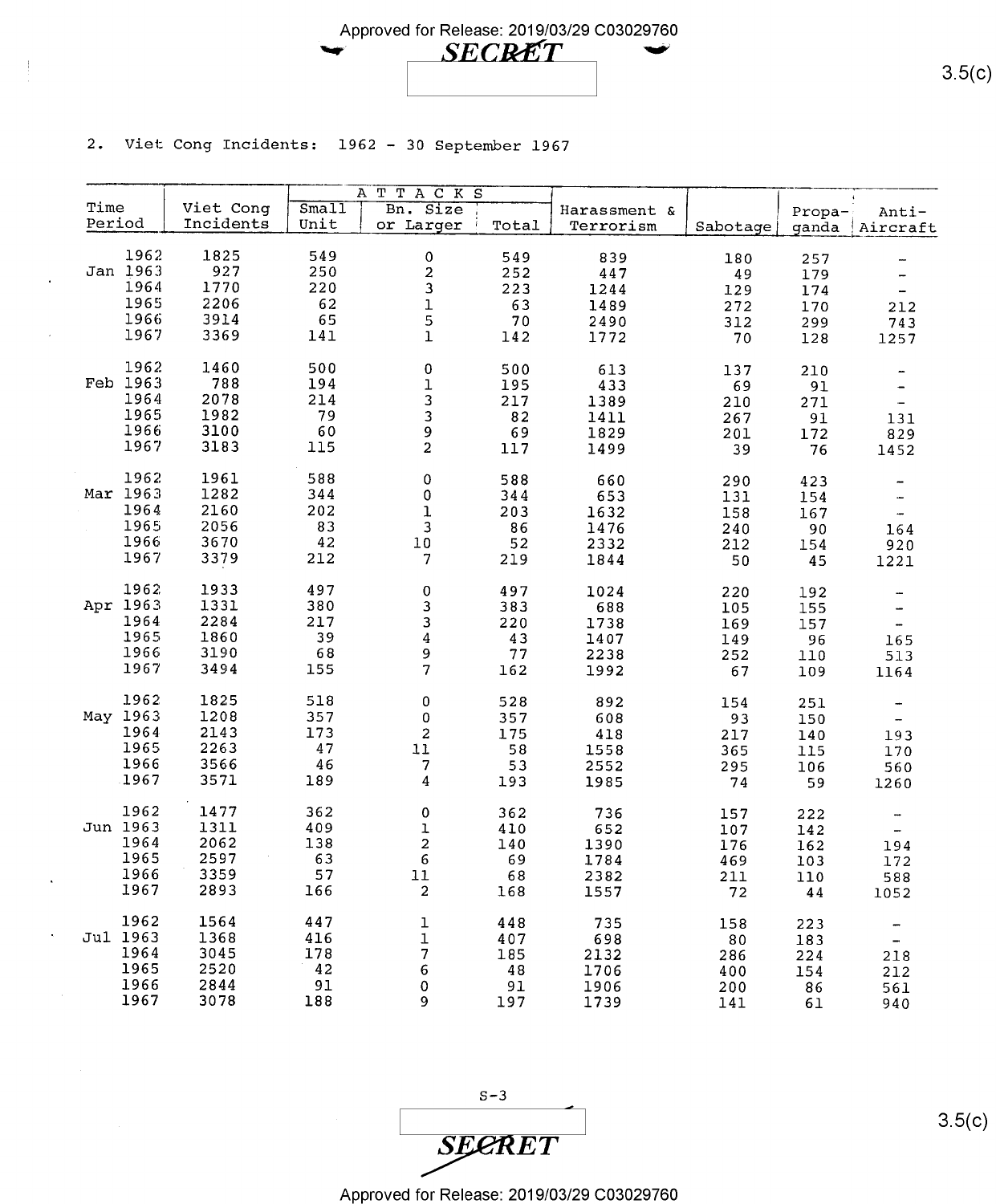2. Viet Cong Incidents: 1962 - 30 September 1967

| Time Period | Viet Cong Incidents | ATTACKS Small Unit | Bn. Size or Larger | Total | Harassment & Terrorism | Sabotage | Propa- ganda | Anti- Aircraft |
|---|---|---|---|---|---|---|---|---|
| 1962 | 1825 | 549 | 0 | 549 | 839 | 180 | 257 | - |
| Jan 1963 | 927 | 250 | 2 | 252 | 447 | 49 | 179 | - |
| 1964 | 1770 | 220 | 3 | 223 | 1244 | 129 | 174 | - |
| 1965 | 2206 | 62 | 1 | 63 | 1489 | 272 | 170 | 212 |
| 1966 | 3914 | 65 | 5 | 70 | 2490 | 312 | 299 | 743 |
| 1967 | 3369 | 141 | 1 | 142 | 1772 | 70 | 128 | 1257 |
| 1962 | 1460 | 500 | 0 | 500 | 613 | 137 | 210 | - |
| Feb 1963 | 788 | 194 | 1 | 195 | 433 | 69 | 91 | - |
| 1964 | 2078 | 214 | 3 | 217 | 1389 | 210 | 271 | - |
| 1965 | 1982 | 79 | 3 | 82 | 1411 | 267 | 91 | 131 |
| 1966 | 3100 | 60 | 9 | 69 | 1829 | 201 | 172 | 829 |
| 1967 | 3183 | 115 | 2 | 117 | 1499 | 39 | 76 | 1452 |
| 1962 | 1961 | 588 | 0 | 588 | 660 | 290 | 423 | - |
| Mar 1963 | 1282 | 344 | 0 | 344 | 653 | 131 | 154 | - |
| 1964 | 2160 | 202 | 1 | 203 | 1632 | 158 | 167 | - |
| 1965 | 2056 | 83 | 3 | 86 | 1476 | 240 | 90 | 164 |
| 1966 | 3670 | 42 | 10 | 52 | 2332 | 212 | 154 | 920 |
| 1967 | 3379 | 212 | 7 | 219 | 1844 | 50 | 45 | 1221 |
| 1962 | 1933 | 497 | 0 | 497 | 1024 | 220 | 192 | - |
| Apr 1963 | 1331 | 380 | 3 | 383 | 688 | 105 | 155 | - |
| 1964 | 2284 | 217 | 3 | 220 | 1738 | 169 | 157 | - |
| 1965 | 1860 | 39 | 4 | 43 | 1407 | 149 | 96 | 165 |
| 1966 | 3190 | 68 | 9 | 77 | 2238 | 252 | 110 | 513 |
| 1967 | 3494 | 155 | 7 | 162 | 1992 | 67 | 109 | 1164 |
| 1962 | 1825 | 518 | 0 | 528 | 892 | 154 | 251 | - |
| May 1963 | 1208 | 357 | 0 | 357 | 608 | 93 | 150 | - |
| 1964 | 2143 | 173 | 2 | 175 | 418 | 217 | 140 | 193 |
| 1965 | 2263 | 47 | 11 | 58 | 1558 | 365 | 115 | 170 |
| 1966 | 3566 | 46 | 7 | 53 | 2552 | 295 | 106 | 560 |
| 1967 | 3571 | 189 | 4 | 193 | 1985 | 74 | 59 | 1260 |
| 1962 | 1477 | 362 | 0 | 362 | 736 | 157 | 222 | - |
| Jun 1963 | 1311 | 409 | 1 | 410 | 652 | 107 | 142 | - |
| 1964 | 2062 | 138 | 2 | 140 | 1390 | 176 | 162 | 194 |
| 1965 | 2597 | 63 | 6 | 69 | 1784 | 469 | 103 | 172 |
| 1966 | 3359 | 57 | 11 | 68 | 2382 | 211 | 110 | 588 |
| 1967 | 2893 | 166 | 2 | 168 | 1557 | 72 | 44 | 1052 |
| 1962 | 1564 | 447 | 1 | 448 | 735 | 158 | 223 | - |
| Jul 1963 | 1368 | 416 | 1 | 407 | 698 | 80 | 183 | - |
| 1964 | 3045 | 178 | 7 | 185 | 2132 | 286 | 224 | 218 |
| 1965 | 2520 | 42 | 6 | 48 | 1706 | 400 | 154 | 212 |
| 1966 | 2844 | 91 | 0 | 91 | 1906 | 200 | 86 | 561 |
| 1967 | 3078 | 188 | 9 | 197 | 1739 | 141 | 61 | 940 |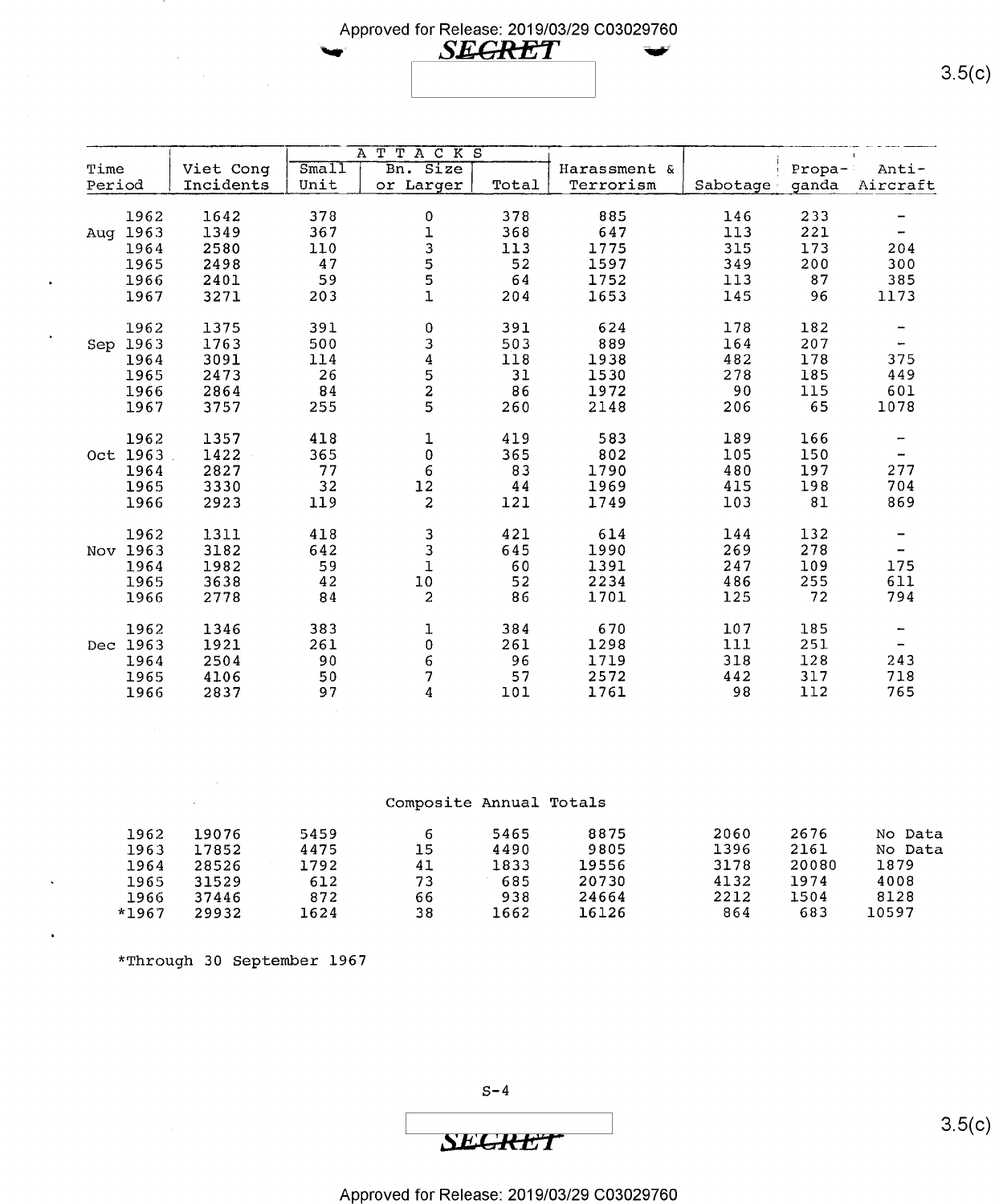| Time Period | Viet Cong Incidents | ATTACKS Small Unit | Bn. Size or Larger | Total | Harassment & Terrorism | Sabotage | Propa-ganda | Anti-Aircraft |
|---|---|---|---|---|---|---|---|---|
| Aug 1962 | 1642 | 378 | 0 | 378 | 885 | 146 | 233 | - |
| 1963 | 1349 | 367 | 1 | 368 | 647 | 113 | 221 | - |
| 1964 | 2580 | 110 | 3 | 113 | 1775 | 315 | 173 | 204 |
| 1965 | 2498 | 47 | 5 | 52 | 1597 | 349 | 200 | 300 |
| 1966 | 2401 | 59 | 5 | 64 | 1752 | 113 | 87 | 385 |
| 1967 | 3271 | 203 | 1 | 204 | 1653 | 145 | 96 | 1173 |
| Sep 1962 | 1375 | 391 | 0 | 391 | 624 | 178 | 182 | - |
| 1963 | 1763 | 500 | 3 | 503 | 889 | 164 | 207 | - |
| 1964 | 3091 | 114 | 4 | 118 | 1938 | 482 | 178 | 375 |
| 1965 | 2473 | 26 | 5 | 31 | 1530 | 278 | 185 | 449 |
| 1966 | 2864 | 84 | 2 | 86 | 1972 | 90 | 115 | 601 |
| 1967 | 3757 | 255 | 5 | 260 | 2148 | 206 | 65 | 1078 |
| Oct 1962 | 1357 | 418 | 1 | 419 | 583 | 189 | 166 | - |
| 1963 | 1422 | 365 | 0 | 365 | 802 | 105 | 150 | - |
| 1964 | 2827 | 77 | 6 | 83 | 1790 | 480 | 197 | 277 |
| 1965 | 3330 | 32 | 12 | 44 | 1969 | 415 | 198 | 704 |
| 1966 | 2923 | 119 | 2 | 121 | 1749 | 103 | 81 | 869 |
| Nov 1962 | 1311 | 418 | 3 | 421 | 614 | 144 | 132 | - |
| 1963 | 3182 | 642 | 3 | 645 | 1990 | 269 | 278 | - |
| 1964 | 1982 | 59 | 1 | 60 | 1391 | 247 | 109 | 175 |
| 1965 | 3638 | 42 | 10 | 52 | 2234 | 486 | 255 | 611 |
| 1966 | 2778 | 84 | 2 | 86 | 1701 | 125 | 72 | 794 |
| Dec 1962 | 1346 | 383 | 1 | 384 | 670 | 107 | 185 | - |
| 1963 | 1921 | 261 | 0 | 261 | 1298 | 111 | 251 | - |
| 1964 | 2504 | 90 | 6 | 96 | 1719 | 318 | 128 | 243 |
| 1965 | 4106 | 50 | 7 | 57 | 2572 | 442 | 317 | 718 |
| 1966 | 2837 | 97 | 4 | 101 | 1761 | 98 | 112 | 765 |

Composite Annual Totals

| Time Period | Viet Cong Incidents | Small Unit | Bn. Size or Larger | Total | Harassment & Terrorism | Sabotage | Propa-ganda | Anti-Aircraft |
|---|---|---|---|---|---|---|---|---|
| 1962 | 19076 | 5459 | 6 | 5465 | 8875 | 2060 | 2676 | No Data |
| 1963 | 17852 | 4475 | 15 | 4490 | 9805 | 1396 | 2161 | No Data |
| 1964 | 28526 | 1792 | 41 | 1833 | 19556 | 3178 | 20080 | 1879 |
| 1965 | 31529 | 612 | 73 | 685 | 20730 | 4132 | 1974 | 4008 |
| 1966 | 37446 | 872 | 66 | 938 | 24664 | 2212 | 1504 | 8128 |
| *1967 | 29932 | 1624 | 38 | 1662 | 16126 | 864 | 683 | 10597 |

*Through 30 September 1967